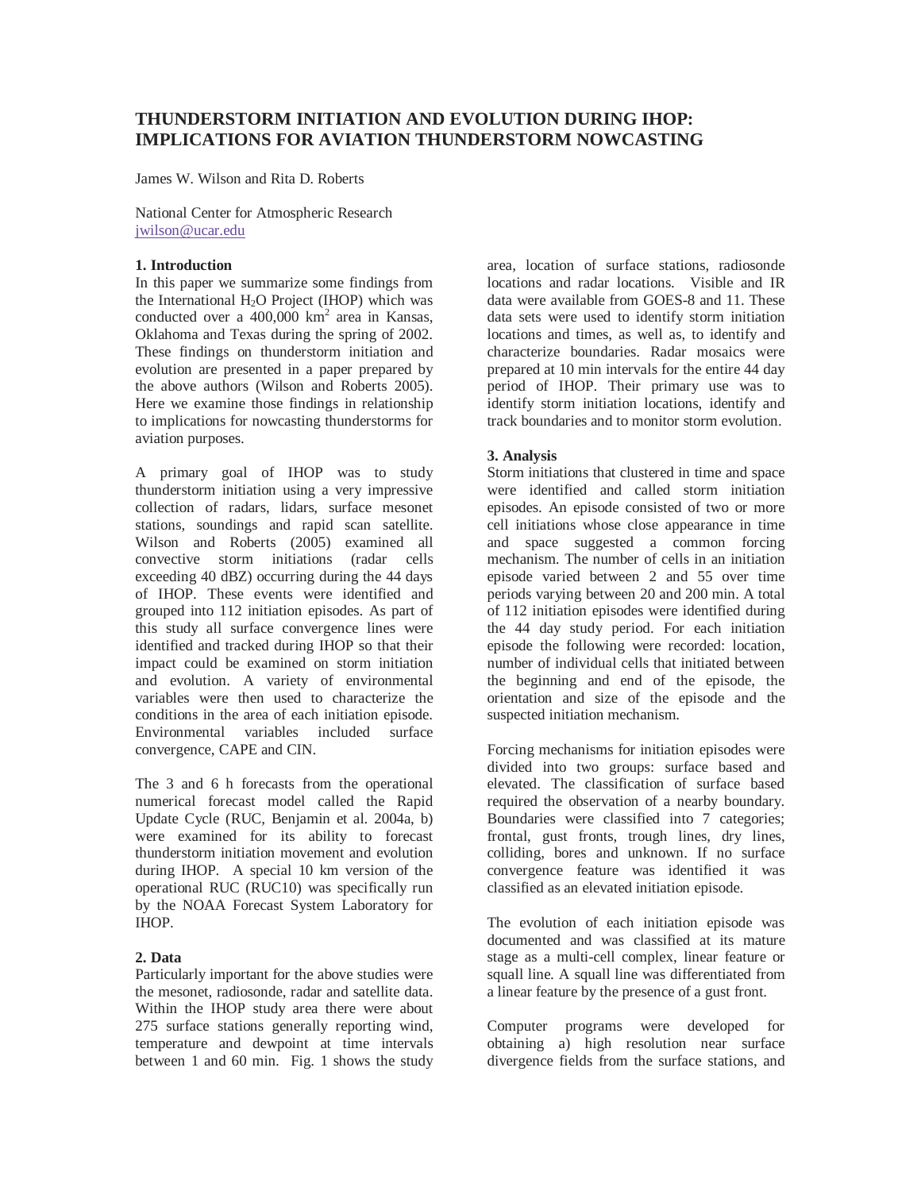# THUNDERSTORM INITIATION AND EVOLUTION DURING IHOP: IMPLICATIONS FOR AVIATION THUNDERSTORM NOWCASTING

James W. Wilson and Rita D. Roberts

National Center for Atmospheric Research
jwilson@ucar.edu

## 1. Introduction

In this paper we summarize some findings from the International $H_2O$ Project (IHOP) which was conducted over a 400,000 $km^2$ area in Kansas, Oklahoma and Texas during the spring of 2002. These findings on thunderstorm initiation and evolution are presented in a paper prepared by the above authors (Wilson and Roberts 2005). Here we examine those findings in relationship to implications for nowcasting thunderstorms for aviation purposes.

A primary goal of IHOP was to study thunderstorm initiation using a very impressive collection of radars, lidars, surface mesonet stations, soundings and rapid scan satellite. Wilson and Roberts (2005) examined all convective storm initiations (radar cells exceeding 40 dBZ) occurring during the 44 days of IHOP. These events were identified and grouped into 112 initiation episodes. As part of this study all surface convergence lines were identified and tracked during IHOP so that their impact could be examined on storm initiation and evolution. A variety of environmental variables were then used to characterize the conditions in the area of each initiation episode. Environmental variables included surface convergence, CAPE and CIN.

The 3 and 6 h forecasts from the operational numerical forecast model called the Rapid Update Cycle (RUC, Benjamin et al. 2004a, b) were examined for its ability to forecast thunderstorm initiation movement and evolution during IHOP. A special 10 km version of the operational RUC (RUC10) was specifically run by the NOAA Forecast System Laboratory for IHOP.

## 2. Data

Particularly important for the above studies were the mesonet, radiosonde, radar and satellite data. Within the IHOP study area there were about 275 surface stations generally reporting wind, temperature and dewpoint at time intervals between 1 and 60 min. Fig. 1 shows the study area, location of surface stations, radiosonde locations and radar locations. Visible and IR data were available from GOES-8 and 11. These data sets were used to identify storm initiation locations and times, as well as, to identify and characterize boundaries. Radar mosaics were prepared at 10 min intervals for the entire 44 day period of IHOP. Their primary use was to identify storm initiation locations, identify and track boundaries and to monitor storm evolution.

## 3. Analysis

Storm initiations that clustered in time and space were identified and called storm initiation episodes. An episode consisted of two or more cell initiations whose close appearance in time and space suggested a common forcing mechanism. The number of cells in an initiation episode varied between 2 and 55 over time periods varying between 20 and 200 min. A total of 112 initiation episodes were identified during the 44 day study period. For each initiation episode the following were recorded: location, number of individual cells that initiated between the beginning and end of the episode, the orientation and size of the episode and the suspected initiation mechanism.

Forcing mechanisms for initiation episodes were divided into two groups: surface based and elevated. The classification of surface based required the observation of a nearby boundary. Boundaries were classified into 7 categories; frontal, gust fronts, trough lines, dry lines, colliding, bores and unknown. If no surface convergence feature was identified it was classified as an elevated initiation episode.

The evolution of each initiation episode was documented and was classified at its mature stage as a multi-cell complex, linear feature or squall line. A squall line was differentiated from a linear feature by the presence of a gust front.

Computer programs were developed for obtaining a) high resolution near surface divergence fields from the surface stations, and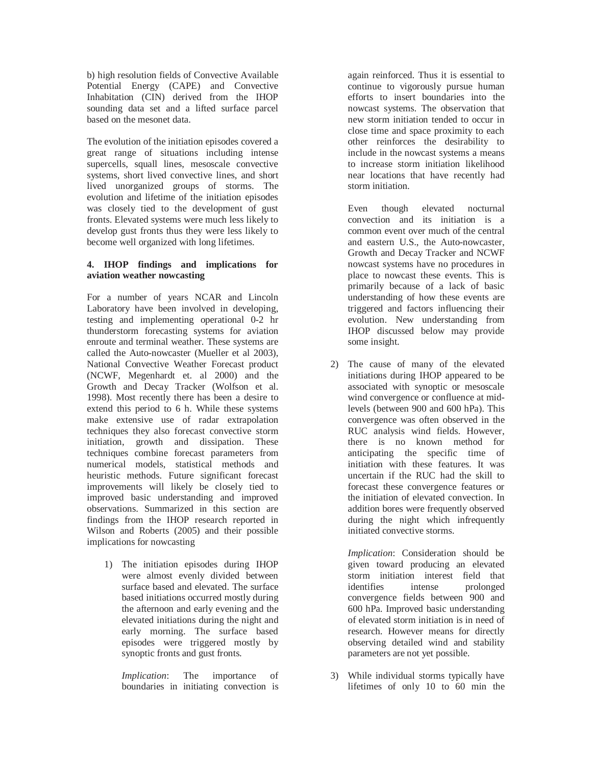b) high resolution fields of Convective Available Potential Energy (CAPE) and Convective Inhabitation (CIN) derived from the IHOP sounding data set and a lifted surface parcel based on the mesonet data.

The evolution of the initiation episodes covered a great range of situations including intense supercells, squall lines, mesoscale convective systems, short lived convective lines, and short lived unorganized groups of storms. The evolution and lifetime of the initiation episodes was closely tied to the development of gust fronts. Elevated systems were much less likely to develop gust fronts thus they were less likely to become well organized with long lifetimes.

## 4. IHOP findings and implications for aviation weather nowcasting

For a number of years NCAR and Lincoln Laboratory have been involved in developing, testing and implementing operational 0-2 hr thunderstorm forecasting systems for aviation enroute and terminal weather. These systems are called the Auto-nowcaster (Mueller et al 2003), National Convective Weather Forecast product (NCWF, Megenhardt et. al 2000) and the Growth and Decay Tracker (Wolfson et al. 1998). Most recently there has been a desire to extend this period to 6 h. While these systems make extensive use of radar extrapolation techniques they also forecast convective storm initiation, growth and dissipation. These techniques combine forecast parameters from numerical models, statistical methods and heuristic methods. Future significant forecast improvements will likely be closely tied to improved basic understanding and improved observations. Summarized in this section are findings from the IHOP research reported in Wilson and Roberts (2005) and their possible implications for nowcasting

1) The initiation episodes during IHOP were almost evenly divided between surface based and elevated. The surface based initiations occurred mostly during the afternoon and early evening and the elevated initiations during the night and early morning. The surface based episodes were triggered mostly by synoptic fronts and gust fronts.

   *Implication*: The importance of boundaries in initiating convection is again reinforced. Thus it is essential to continue to vigorously pursue human efforts to insert boundaries into the nowcast systems. The observation that new storm initiation tended to occur in close time and space proximity to each other reinforces the desirability to include in the nowcast systems a means to increase storm initiation likelihood near locations that have recently had storm initiation.

   Even though elevated nocturnal convection and its initiation is a common event over much of the central and eastern U.S., the Auto-nowcaster, Growth and Decay Tracker and NCWF nowcast systems have no procedures in place to nowcast these events. This is primarily because of a lack of basic understanding of how these events are triggered and factors influencing their evolution. New understanding from IHOP discussed below may provide some insight.

2) The cause of many of the elevated initiations during IHOP appeared to be associated with synoptic or mesoscale wind convergence or confluence at mid-levels (between 900 and 600 hPa). This convergence was often observed in the RUC analysis wind fields. However, there is no known method for anticipating the specific time of initiation with these features. It was uncertain if the RUC had the skill to forecast these convergence features or the initiation of elevated convection. In addition bores were frequently observed during the night which infrequently initiated convective storms.

   *Implication*: Consideration should be given toward producing an elevated storm initiation interest field that identifies intense prolonged convergence fields between 900 and 600 hPa. Improved basic understanding of elevated storm initiation is in need of research. However means for directly observing detailed wind and stability parameters are not yet possible.

3) While individual storms typically have lifetimes of only 10 to 60 min the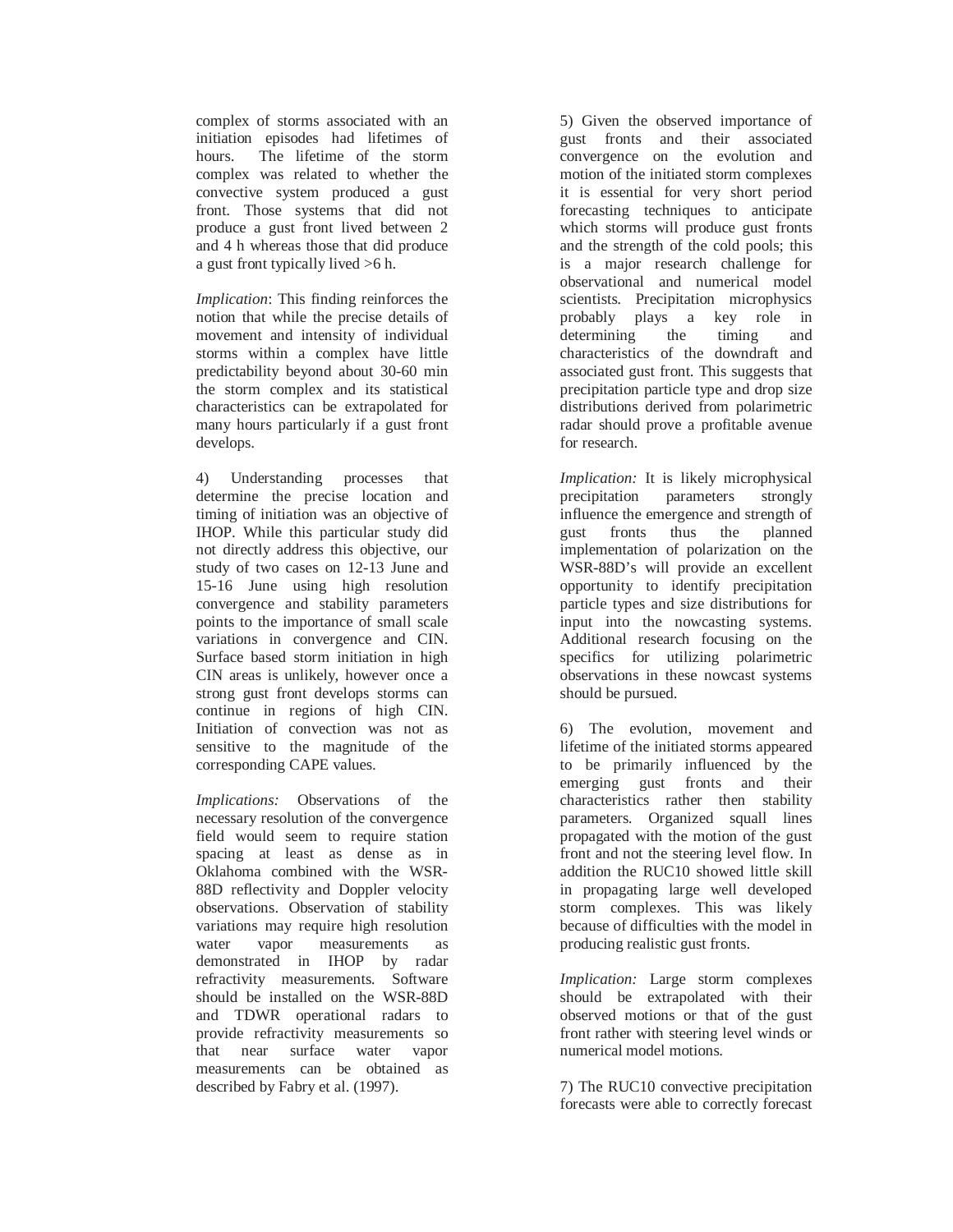complex of storms associated with an initiation episodes had lifetimes of hours. The lifetime of the storm complex was related to whether the convective system produced a gust front. Those systems that did not produce a gust front lived between 2 and 4 h whereas those that did produce a gust front typically lived >6 h.

*Implication*: This finding reinforces the notion that while the precise details of movement and intensity of individual storms within a complex have little predictability beyond about 30-60 min the storm complex and its statistical characteristics can be extrapolated for many hours particularly if a gust front develops.

4) Understanding processes that determine the precise location and timing of initiation was an objective of IHOP. While this particular study did not directly address this objective, our study of two cases on 12-13 June and 15-16 June using high resolution convergence and stability parameters points to the importance of small scale variations in convergence and CIN. Surface based storm initiation in high CIN areas is unlikely, however once a strong gust front develops storms can continue in regions of high CIN. Initiation of convection was not as sensitive to the magnitude of the corresponding CAPE values.

*Implications:* Observations of the necessary resolution of the convergence field would seem to require station spacing at least as dense as in Oklahoma combined with the WSR-88D reflectivity and Doppler velocity observations. Observation of stability variations may require high resolution water vapor measurements as demonstrated in IHOP by radar refractivity measurements. Software should be installed on the WSR-88D and TDWR operational radars to provide refractivity measurements so that near surface water vapor measurements can be obtained as described by Fabry et al. (1997).

5) Given the observed importance of gust fronts and their associated convergence on the evolution and motion of the initiated storm complexes it is essential for very short period forecasting techniques to anticipate which storms will produce gust fronts and the strength of the cold pools; this is a major research challenge for observational and numerical model scientists. Precipitation microphysics probably plays a key role in determining the timing and characteristics of the downdraft and associated gust front. This suggests that precipitation particle type and drop size distributions derived from polarimetric radar should prove a profitable avenue for research.

*Implication:* It is likely microphysical precipitation parameters strongly influence the emergence and strength of gust fronts thus the planned implementation of polarization on the WSR-88D's will provide an excellent opportunity to identify precipitation particle types and size distributions for input into the nowcasting systems. Additional research focusing on the specifics for utilizing polarimetric observations in these nowcast systems should be pursued.

6) The evolution, movement and lifetime of the initiated storms appeared to be primarily influenced by the emerging gust fronts and their characteristics rather then stability parameters. Organized squall lines propagated with the motion of the gust front and not the steering level flow. In addition the RUC10 showed little skill in propagating large well developed storm complexes. This was likely because of difficulties with the model in producing realistic gust fronts.

*Implication:* Large storm complexes should be extrapolated with their observed motions or that of the gust front rather with steering level winds or numerical model motions.

7) The RUC10 convective precipitation forecasts were able to correctly forecast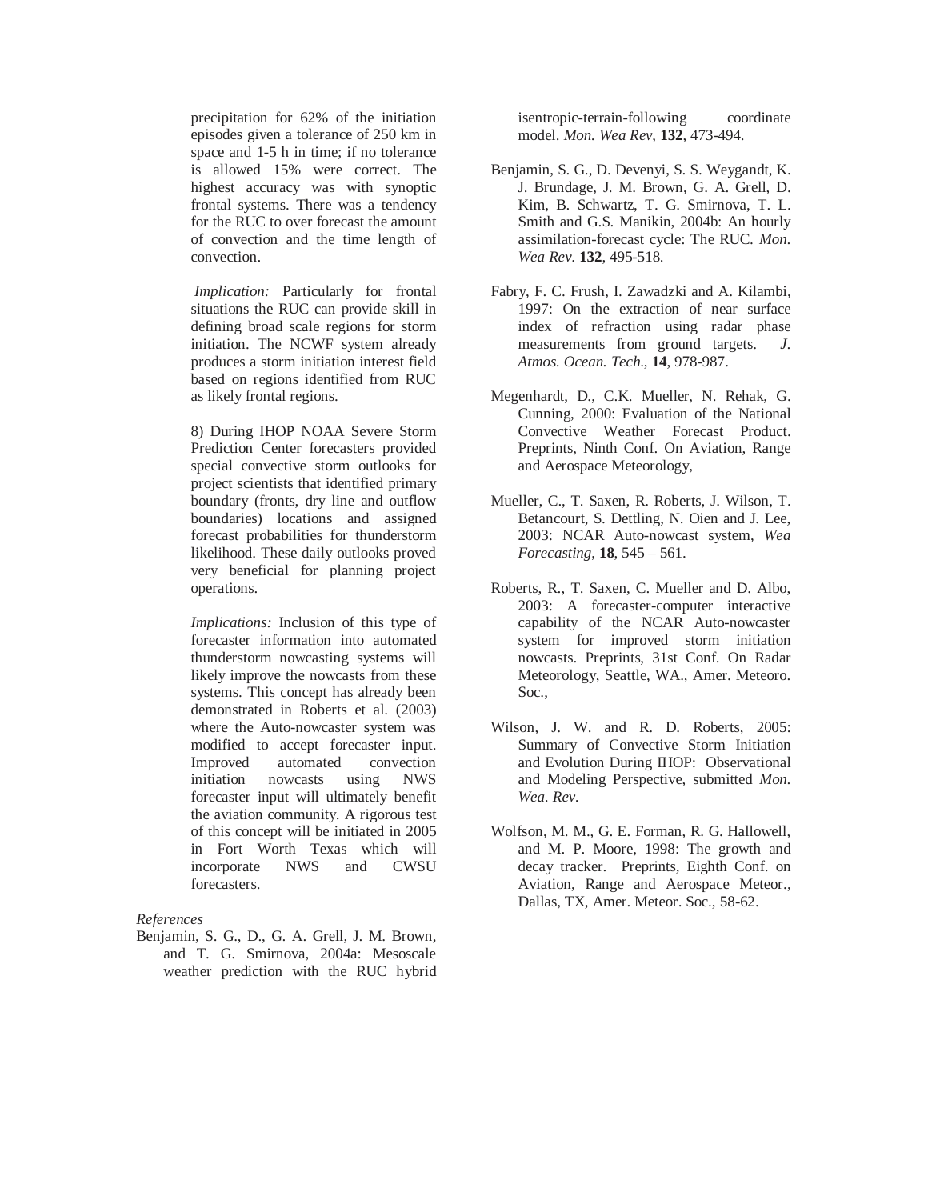precipitation for 62% of the initiation episodes given a tolerance of 250 km in space and 1-5 h in time; if no tolerance is allowed 15% were correct. The highest accuracy was with synoptic frontal systems. There was a tendency for the RUC to over forecast the amount of convection and the time length of convection.

*Implication:* Particularly for frontal situations the RUC can provide skill in defining broad scale regions for storm initiation. The NCWF system already produces a storm initiation interest field based on regions identified from RUC as likely frontal regions.

8) During IHOP NOAA Severe Storm Prediction Center forecasters provided special convective storm outlooks for project scientists that identified primary boundary (fronts, dry line and outflow boundaries) locations and assigned forecast probabilities for thunderstorm likelihood. These daily outlooks proved very beneficial for planning project operations.

*Implications:* Inclusion of this type of forecaster information into automated thunderstorm nowcasting systems will likely improve the nowcasts from these systems. This concept has already been demonstrated in Roberts et al. (2003) where the Auto-nowcaster system was modified to accept forecaster input. Improved automated convection initiation nowcasts using NWS forecaster input will ultimately benefit the aviation community. A rigorous test of this concept will be initiated in 2005 in Fort Worth Texas which will incorporate NWS and CWSU forecasters.

*References*

Benjamin, S. G., D., G. A. Grell, J. M. Brown, and T. G. Smirnova, 2004a: Mesoscale weather prediction with the RUC hybrid isentropic-terrain-following coordinate model. *Mon. Wea Rev*, **132**, 473-494.

Benjamin, S. G., D. Devenyi, S. S. Weygandt, K. J. Brundage, J. M. Brown, G. A. Grell, D. Kim, B. Schwartz, T. G. Smirnova, T. L. Smith and G.S. Manikin, 2004b: An hourly assimilation-forecast cycle: The RUC. *Mon. Wea Rev*. **132**, 495-518.

Fabry, F. C. Frush, I. Zawadzki and A. Kilambi, 1997: On the extraction of near surface index of refraction using radar phase measurements from ground targets. *J. Atmos. Ocean. Tech.*, **14**, 978-987.

Megenhardt, D., C.K. Mueller, N. Rehak, G. Cunning, 2000: Evaluation of the National Convective Weather Forecast Product. Preprints, Ninth Conf. On Aviation, Range and Aerospace Meteorology,

Mueller, C., T. Saxen, R. Roberts, J. Wilson, T. Betancourt, S. Dettling, N. Oien and J. Lee, 2003: NCAR Auto-nowcast system, *Wea Forecasting*, **18**, 545 – 561.

Roberts, R., T. Saxen, C. Mueller and D. Albo, 2003: A forecaster-computer interactive capability of the NCAR Auto-nowcaster system for improved storm initiation nowcasts. Preprints, 31st Conf. On Radar Meteorology, Seattle, WA., Amer. Meteoro. Soc.,

Wilson, J. W. and R. D. Roberts, 2005: Summary of Convective Storm Initiation and Evolution During IHOP: Observational and Modeling Perspective, submitted *Mon. Wea. Rev*.

Wolfson, M. M., G. E. Forman, R. G. Hallowell, and M. P. Moore, 1998: The growth and decay tracker. Preprints, Eighth Conf. on Aviation, Range and Aerospace Meteor., Dallas, TX, Amer. Meteor. Soc., 58-62.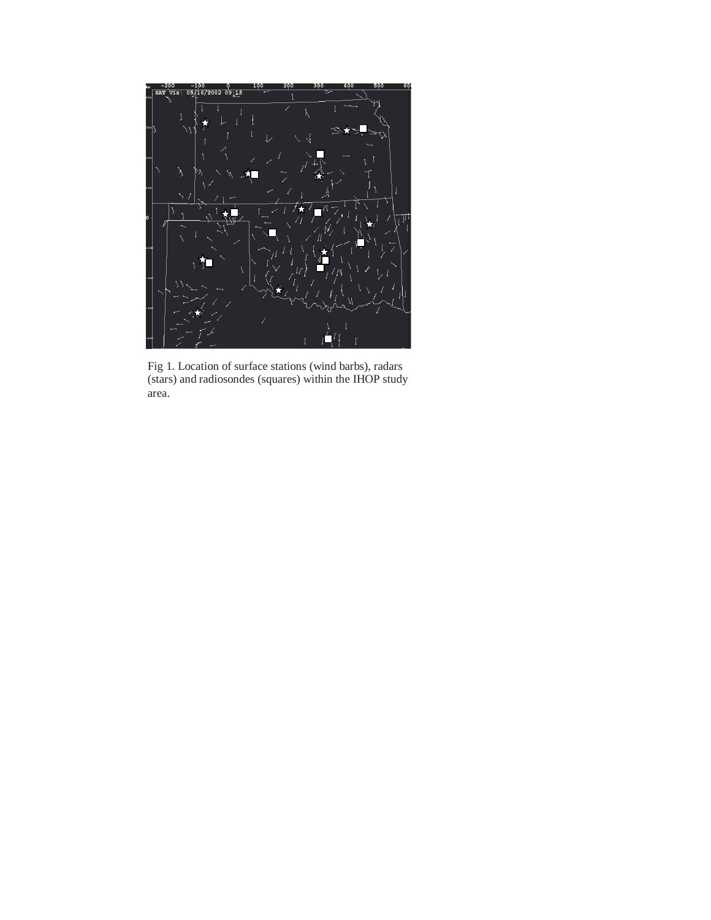-200 -100 0 100 200 300 400 500 600

SAT Vis: 05/18/2002 09:15

Fig 1. Location of surface stations (wind barbs), radars (stars) and radiosondes (squares) within the IHOP study area.